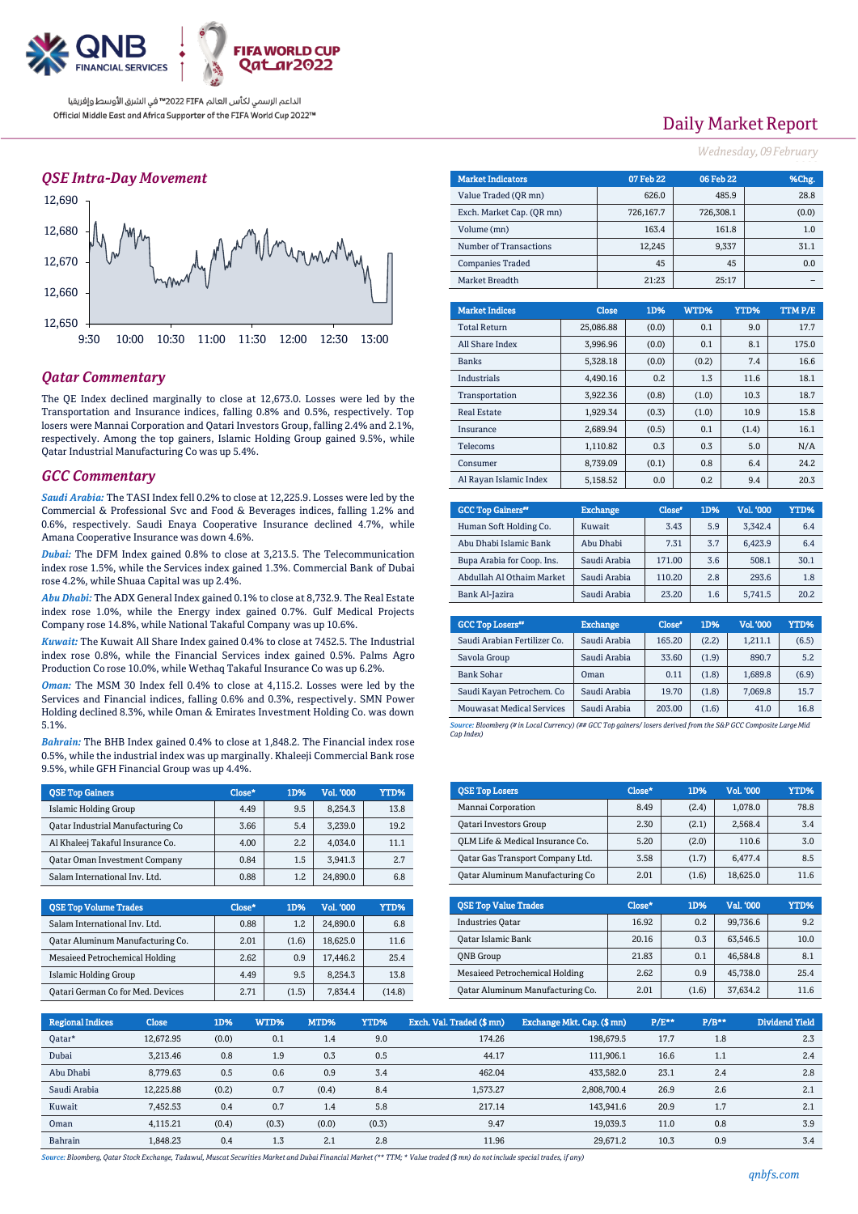QNB FINANCIAL SERVICES

FIFA WORLD CUP Qatar2022

الداعم الرسمي لكأس العالم FIFA 2022™ في الشرق الأوسط وإفريقيا
Official Middle East and Africa Supporter of the FIFA World Cup 2022™

# Daily Market Report

*Wednesday, 09 February*

## QSE Intra-Day Movement

12,690
12,680
12,670
12,660
12,650
9:30 10:00 10:30 11:00 11:30 12:00 12:30 13:00

| Market Indicators | 07 Feb 22 | 06 Feb 22 | %Chg. |
|---|---|---|---|
| Value Traded (QR mn) | 626.0 | 485.9 | 28.8 |
| Exch. Market Cap. (QR mn) | 726,167.7 | 726,308.1 | (0.0) |
| Volume (mn) | 163.4 | 161.8 | 1.0 |
| Number of Transactions | 12,245 | 9,337 | 31.1 |
| Companies Traded | 45 | 45 | 0.0 |
| Market Breadth | 21:23 | 25:17 | – |

| Market Indices | Close | 1D% | WTD% | YTD% | TTM P/E |
|---|---|---|---|---|---|
| Total Return | 25,086.88 | (0.0) | 0.1 | 9.0 | 17.7 |
| All Share Index | 3,996.96 | (0.0) | 0.1 | 8.1 | 175.0 |
| Banks | 5,328.18 | (0.0) | (0.2) | 7.4 | 16.6 |
| Industrials | 4,490.16 | 0.2 | 1.3 | 11.6 | 18.1 |
| Transportation | 3,922.36 | (0.8) | (1.0) | 10.3 | 18.7 |
| Real Estate | 1,929.34 | (0.3) | (1.0) | 10.9 | 15.8 |
| Insurance | 2,689.94 | (0.5) | 0.1 | (1.4) | 16.1 |
| Telecoms | 1,110.82 | 0.3 | 0.3 | 5.0 | N/A |
| Consumer | 8,739.09 | (0.1) | 0.8 | 6.4 | 24.2 |
| Al Rayan Islamic Index | 5,158.52 | 0.0 | 0.2 | 9.4 | 20.3 |

## Qatar Commentary

The QE Index declined marginally to close at 12,673.0. Losses were led by the Transportation and Insurance indices, falling 0.8% and 0.5%, respectively. Top losers were Mannai Corporation and Qatari Investors Group, falling 2.4% and 2.1%, respectively. Among the top gainers, Islamic Holding Group gained 9.5%, while Qatar Industrial Manufacturing Co was up 5.4%.

## GCC Commentary

***Saudi Arabia:*** The TASI Index fell 0.2% to close at 12,225.9. Losses were led by the Commercial & Professional Svc and Food & Beverages indices, falling 1.2% and 0.6%, respectively. Saudi Enaya Cooperative Insurance declined 4.7%, while Amana Cooperative Insurance was down 4.6%.

***Dubai:*** The DFM Index gained 0.8% to close at 3,213.5. The Telecommunication index rose 1.5%, while the Services index gained 1.3%. Commercial Bank of Dubai rose 4.2%, while Shuaa Capital was up 2.4%.

***Abu Dhabi:*** The ADX General Index gained 0.1% to close at 8,732.9. The Real Estate index rose 1.0%, while the Energy index gained 0.7%. Gulf Medical Projects Company rose 14.8%, while National Takaful Company was up 10.6%.

***Kuwait:*** The Kuwait All Share Index gained 0.4% to close at 7452.5. The Industrial index rose 0.8%, while the Financial Services index gained 0.5%. Palms Agro Production Co rose 10.0%, while Wethaq Takaful Insurance Co was up 6.2%.

***Oman:*** The MSM 30 Index fell 0.4% to close at 4,115.2. Losses were led by the Services and Financial indices, falling 0.6% and 0.3%, respectively. SMN Power Holding declined 8.3%, while Oman & Emirates Investment Holding Co. was down 5.1%.

***Bahrain:*** The BHB Index gained 0.4% to close at 1,848.2. The Financial index rose 0.5%, while the industrial index was up marginally. Khaleeji Commercial Bank rose 9.5%, while GFH Financial Group was up 4.4%.

| GCC Top Gainers## | Exchange | Close# | 1D% | Vol. '000 | YTD% |
|---|---|---|---|---|---|
| Human Soft Holding Co. | Kuwait | 3.43 | 5.9 | 3,342.4 | 6.4 |
| Abu Dhabi Islamic Bank | Abu Dhabi | 7.31 | 3.7 | 6,423.9 | 6.4 |
| Bupa Arabia for Coop. Ins. | Saudi Arabia | 171.00 | 3.6 | 508.1 | 30.1 |
| Abdullah Al Othaim Market | Saudi Arabia | 110.20 | 2.8 | 293.6 | 1.8 |
| Bank Al-Jazira | Saudi Arabia | 23.20 | 1.6 | 5,741.5 | 20.2 |

| GCC Top Losers## | Exchange | Close# | 1D% | Vol. '000 | YTD% |
|---|---|---|---|---|---|
| Saudi Arabian Fertilizer Co. | Saudi Arabia | 165.20 | (2.2) | 1,211.1 | (6.5) |
| Savola Group | Saudi Arabia | 33.60 | (1.9) | 890.7 | 5.2 |
| Bank Sohar | Oman | 0.11 | (1.8) | 1,689.8 | (6.9) |
| Saudi Kayan Petrochem. Co | Saudi Arabia | 19.70 | (1.8) | 7,069.8 | 15.7 |
| Mouwasat Medical Services | Saudi Arabia | 203.00 | (1.6) | 41.0 | 16.8 |

*Source: Bloomberg (# in Local Currency) (## GCC Top gainers/ losers derived from the S&P GCC Composite Large Mid Cap Index)*

| QSE Top Gainers | Close* | 1D% | Vol. '000 | YTD% |
|---|---|---|---|---|
| Islamic Holding Group | 4.49 | 9.5 | 8,254.3 | 13.8 |
| Qatar Industrial Manufacturing Co | 3.66 | 5.4 | 3,239.0 | 19.2 |
| Al Khaleej Takaful Insurance Co. | 4.00 | 2.2 | 4,034.0 | 11.1 |
| Qatar Oman Investment Company | 0.84 | 1.5 | 3,941.3 | 2.7 |
| Salam International Inv. Ltd. | 0.88 | 1.2 | 24,890.0 | 6.8 |

| QSE Top Losers | Close* | 1D% | Vol. '000 | YTD% |
|---|---|---|---|---|
| Mannai Corporation | 8.49 | (2.4) | 1,078.0 | 78.8 |
| Qatari Investors Group | 2.30 | (2.1) | 2,568.4 | 3.4 |
| QLM Life & Medical Insurance Co. | 5.20 | (2.0) | 110.6 | 3.0 |
| Qatar Gas Transport Company Ltd. | 3.58 | (1.7) | 6,477.4 | 8.5 |
| Qatar Aluminum Manufacturing Co | 2.01 | (1.6) | 18,625.0 | 11.6 |

| QSE Top Volume Trades | Close* | 1D% | Vol. '000 | YTD% |
|---|---|---|---|---|
| Salam International Inv. Ltd. | 0.88 | 1.2 | 24,890.0 | 6.8 |
| Qatar Aluminum Manufacturing Co. | 2.01 | (1.6) | 18,625.0 | 11.6 |
| Mesaieed Petrochemical Holding | 2.62 | 0.9 | 17,446.2 | 25.4 |
| Islamic Holding Group | 4.49 | 9.5 | 8,254.3 | 13.8 |
| Qatari German Co for Med. Devices | 2.71 | (1.5) | 7,834.4 | (14.8) |

| QSE Top Value Trades | Close* | 1D% | Val. '000 | YTD% |
|---|---|---|---|---|
| Industries Qatar | 16.92 | 0.2 | 99,736.6 | 9.2 |
| Qatar Islamic Bank | 20.16 | 0.3 | 63,546.5 | 10.0 |
| QNB Group | 21.83 | 0.1 | 46,584.8 | 8.1 |
| Mesaieed Petrochemical Holding | 2.62 | 0.9 | 45,738.0 | 25.4 |
| Qatar Aluminum Manufacturing Co. | 2.01 | (1.6) | 37,634.2 | 11.6 |

| Regional Indices | Close | 1D% | WTD% | MTD% | YTD% | Exch. Val. Traded ($ mn) | Exchange Mkt. Cap. ($ mn) | P/E** | P/B** | Dividend Yield |
|---|---|---|---|---|---|---|---|---|---|---|
| Qatar* | 12,672.95 | (0.0) | 0.1 | 1.4 | 9.0 | 174.26 | 198,679.5 | 17.7 | 1.8 | 2.3 |
| Dubai | 3,213.46 | 0.8 | 1.9 | 0.3 | 0.5 | 44.17 | 111,906.1 | 16.6 | 1.1 | 2.4 |
| Abu Dhabi | 8,779.63 | 0.5 | 0.6 | 0.9 | 3.4 | 462.04 | 433,582.0 | 23.1 | 2.4 | 2.8 |
| Saudi Arabia | 12,225.88 | (0.2) | 0.7 | (0.4) | 8.4 | 1,573.27 | 2,808,700.4 | 26.9 | 2.6 | 2.1 |
| Kuwait | 7,452.53 | 0.4 | 0.7 | 1.4 | 5.8 | 217.14 | 143,941.6 | 20.9 | 1.7 | 2.1 |
| Oman | 4,115.21 | (0.4) | (0.3) | (0.0) | (0.3) | 9.47 | 19,039.3 | 11.0 | 0.8 | 3.9 |
| Bahrain | 1,848.23 | 0.4 | 1.3 | 2.1 | 2.8 | 11.96 | 29,671.2 | 10.3 | 0.9 | 3.4 |

*Source: Bloomberg, Qatar Stock Exchange, Tadawul, Muscat Securities Market and Dubai Financial Market (** TTM; * Value traded ($ mn) do not include special trades, if any)*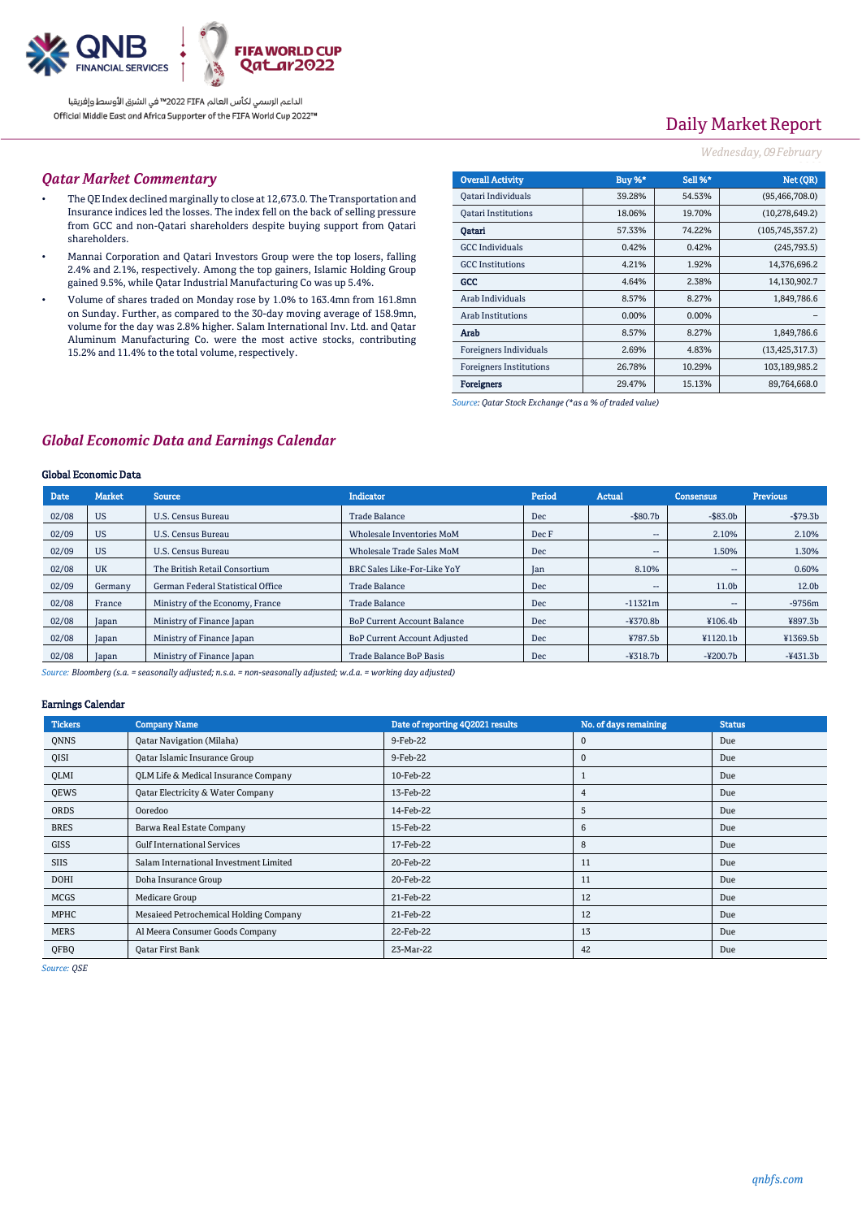# Daily Market Report

*Wednesday, 09 February*

## Qatar Market Commentary

- The QE Index declined marginally to close at 12,673.0. The Transportation and Insurance indices led the losses. The index fell on the back of selling pressure from GCC and non-Qatari shareholders despite buying support from Qatari shareholders.
- Mannai Corporation and Qatari Investors Group were the top losers, falling 2.4% and 2.1%, respectively. Among the top gainers, Islamic Holding Group gained 9.5%, while Qatar Industrial Manufacturing Co was up 5.4%.
- Volume of shares traded on Monday rose by 1.0% to 163.4mn from 161.8mn on Sunday. Further, as compared to the 30-day moving average of 158.9mn, volume for the day was 2.8% higher. Salam International Inv. Ltd. and Qatar Aluminum Manufacturing Co. were the most active stocks, contributing 15.2% and 11.4% to the total volume, respectively.

| Overall Activity | Buy %* | Sell %* | Net (QR) |
|---|---|---|---|
| Qatari Individuals | 39.28% | 54.53% | (95,466,708.0) |
| Qatari Institutions | 18.06% | 19.70% | (10,278,649.2) |
| **Qatari** | 57.33% | 74.22% | (105,745,357.2) |
| GCC Individuals | 0.42% | 0.42% | (245,793.5) |
| GCC Institutions | 4.21% | 1.92% | 14,376,696.2 |
| **GCC** | 4.64% | 2.38% | 14,130,902.7 |
| Arab Individuals | 8.57% | 8.27% | 1,849,786.6 |
| Arab Institutions | 0.00% | 0.00% | – |
| **Arab** | 8.57% | 8.27% | 1,849,786.6 |
| Foreigners Individuals | 2.69% | 4.83% | (13,425,317.3) |
| Foreigners Institutions | 26.78% | 10.29% | 103,189,985.2 |
| **Foreigners** | 29.47% | 15.13% | 89,764,668.0 |

*Source: Qatar Stock Exchange (*as a % of traded value)*

## Global Economic Data and Earnings Calendar

### Global Economic Data

| Date | Market | Source | Indicator | Period | Actual | Consensus | Previous |
|---|---|---|---|---|---|---|---|
| 02/08 | US | U.S. Census Bureau | Trade Balance | Dec | -$80.7b | -$83.0b | -$79.3b |
| 02/09 | US | U.S. Census Bureau | Wholesale Inventories MoM | Dec F | -- | 2.10% | 2.10% |
| 02/09 | US | U.S. Census Bureau | Wholesale Trade Sales MoM | Dec | -- | 1.50% | 1.30% |
| 02/08 | UK | The British Retail Consortium | BRC Sales Like-For-Like YoY | Jan | 8.10% | -- | 0.60% |
| 02/09 | Germany | German Federal Statistical Office | Trade Balance | Dec | -- | 11.0b | 12.0b |
| 02/08 | France | Ministry of the Economy, France | Trade Balance | Dec | -11321m | -- | -9756m |
| 02/08 | Japan | Ministry of Finance Japan | BoP Current Account Balance | Dec | -¥370.8b | ¥106.4b | ¥897.3b |
| 02/08 | Japan | Ministry of Finance Japan | BoP Current Account Adjusted | Dec | ¥787.5b | ¥1120.1b | ¥1369.5b |
| 02/08 | Japan | Ministry of Finance Japan | Trade Balance BoP Basis | Dec | -¥318.7b | -¥200.7b | -¥431.3b |

*Source: Bloomberg (s.a. = seasonally adjusted; n.s.a. = non-seasonally adjusted; w.d.a. = working day adjusted)*

### Earnings Calendar

| Tickers | Company Name | Date of reporting 4Q2021 results | No. of days remaining | Status |
|---|---|---|---|---|
| QNNS | Qatar Navigation (Milaha) | 9-Feb-22 | 0 | Due |
| QISI | Qatar Islamic Insurance Group | 9-Feb-22 | 0 | Due |
| QLMI | QLM Life & Medical Insurance Company | 10-Feb-22 | 1 | Due |
| QEWS | Qatar Electricity & Water Company | 13-Feb-22 | 4 | Due |
| ORDS | Ooredoo | 14-Feb-22 | 5 | Due |
| BRES | Barwa Real Estate Company | 15-Feb-22 | 6 | Due |
| GISS | Gulf International Services | 17-Feb-22 | 8 | Due |
| SIIS | Salam International Investment Limited | 20-Feb-22 | 11 | Due |
| DOHI | Doha Insurance Group | 20-Feb-22 | 11 | Due |
| MCGS | Medicare Group | 21-Feb-22 | 12 | Due |
| MPHC | Mesaieed Petrochemical Holding Company | 21-Feb-22 | 12 | Due |
| MERS | Al Meera Consumer Goods Company | 22-Feb-22 | 13 | Due |
| QFBQ | Qatar First Bank | 23-Mar-22 | 42 | Due |

*Source: QSE*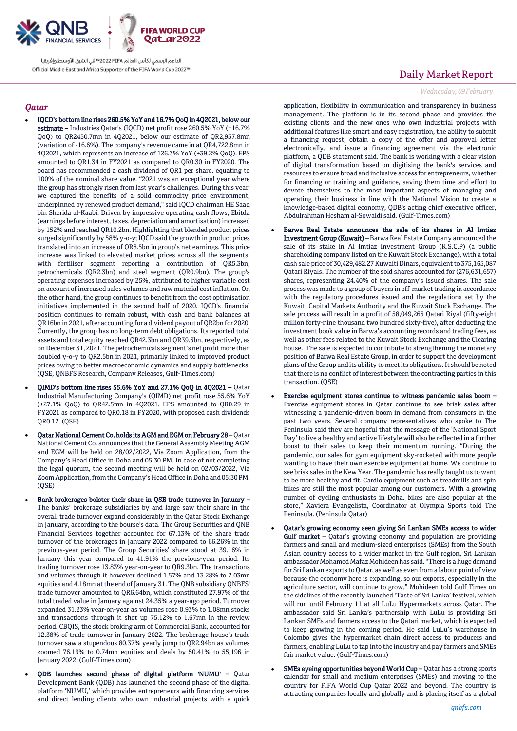## Qatar

- **IQCD's bottom line rises 260.5% YoY and 16.7% QoQ in 4Q2021, below our estimate –** Industries Qatar's (IQCD) net profit rose 260.5% YoY (+16.7% QoQ) to QR2450.7mn in 4Q2021, below our estimate of QR2,937.8mn (variation of -16.6%). The company's revenue came in at QR4,722.8mn in 4Q2021, which represents an increase of 126.3% YoY (+39.2% QoQ). EPS amounted to QR1.34 in FY2021 as compared to QR0.30 in FY2020. The board has recommended a cash dividend of QR1 per share, equating to 100% of the nominal share value. "2021 was an exceptional year where the group has strongly risen from last year's challenges. During this year, we captured the benefits of a solid commodity price environment, underpinned by renewed product demand," said IQCD chairman HE Saad bin Sherida al-Kaabi. Driven by impressive operating cash flows, Ebitda (earnings before interest, taxes, depreciation and amortisation) increased by 152% and reached QR10.2bn. Highlighting that blended product prices surged significantly by 58% y-o-y; IQCD said the growth in product prices translated into an increase of QR8.5bn in group's net earnings. This price increase was linked to elevated market prices across all the segments, with fertiliser segment reporting a contribution of QR5.3bn, petrochemicals (QR2.3bn) and steel segment (QR0.9bn). The group's operating expenses increased by 25%, attributed to higher variable cost on account of increased sales volumes and raw material cost inflation. On the other hand, the group continues to benefit from the cost optimisation initiatives implemented in the second half of 2020. IQCD's financial position continues to remain robust, with cash and bank balances at QR16bn in 2021, after accounting for a dividend payout of QR2bn for 2020. Currently, the group has no long-term debt obligations. Its reported total assets and total equity reached QR42.3bn and QR39.5bn, respectively, as on December 31, 2021. The petrochemicals segment's net profit more than doubled y-o-y to QR2.5bn in 2021, primarily linked to improved product prices owing to better macroeconomic dynamics and supply bottlenecks. (QSE, QNBFS Research, Company Releases, Gulf-Times.com)

- **QIMD's bottom line rises 55.6% YoY and 27.1% QoQ in 4Q2021 –** Qatar Industrial Manufacturing Company's (QIMD) net profit rose 55.6% YoY (+27.1% QoQ) to QR42.5mn in 4Q2021. EPS amounted to QR0.29 in FY2021 as compared to QR0.18 in FY2020, with proposed cash dividends QR0.12. (QSE)

- **Qatar National Cement Co. holds its AGM and EGM on February 28 –** Qatar National Cement Co. announces that the General Assembly Meeting AGM and EGM will be held on 28/02/2022, Via Zoom Application, from the Company's Head Office in Doha and 05:30 PM. In case of not completing the legal quorum, the second meeting will be held on 02/03/2022, Via Zoom Application, from the Company's Head Office in Doha and 05:30 PM. (QSE)

- **Bank brokerages bolster their share in QSE trade turnover in January –** The banks' brokerage subsidiaries by and large saw their share in the overall trade turnover expand considerably in the Qatar Stock Exchange in January, according to the bourse's data. The Group Securities and QNB Financial Services together accounted for 67.13% of the share trade turnover of the brokerages in January 2022 compared to 66.26% in the previous-year period. The Group Securities' share stood at 39.16% in January this year compared to 41.91% the previous-year period. Its trading turnover rose 13.83% year-on-year to QR9.3bn. The transactions and volumes through it however declined 1.57% and 13.28% to 2.03mn equities and 4.18mn at the end of January 31. The QNB subsidiary QNBFS' trade turnover amounted to QR6.64bn, which constituted 27.97% of the total traded value in January against 24.35% a year-ago period. Turnover expanded 31.23% year-on-year as volumes rose 0.93% to 1.08mn stocks and transactions through it shot up 75.12% to 1.67mn in the review period. CBQIS, the stock broking arm of Commercial Bank, accounted for 12.38% of trade turnover in January 2022. The brokerage house's trade turnover saw a stupendous 80.37% yearly jump to QR2.94bn as volumes zoomed 76.19% to 0.74mn equities and deals by 50.41% to 55,196 in January 2022. (Gulf-Times.com)

- **QDB launches second phase of digital platform 'NUMU' –** Qatar Development Bank (QDB) has launched the second phase of the digital platform 'NUMU,' which provides entrepreneurs with financing services and direct lending clients who own industrial projects with a quick application, flexibility in communication and transparency in business management. The platform is in its second phase and provides the existing clients and the new ones who own industrial projects with additional features like smart and easy registration, the ability to submit a financing request, obtain a copy of the offer and approval letter electronically, and issue a financing agreement via the electronic platform, a QDB statement said. The bank is working with a clear vision of digital transformation based on digitising the bank's services and resources to ensure broad and inclusive access for entrepreneurs, whether for financing or training and guidance, saving them time and effort to devote themselves to the most important aspects of managing and operating their business in line with the National Vision to create a knowledge-based digital economy, QDB's acting chief executive officer, Abdulrahman Hesham al-Sowaidi said. (Gulf-Times.com)

- **Barwa Real Estate announces the sale of its shares in Al Imtiaz Investment Group (Kuwait) –** Barwa Real Estate Company announced the sale of its stake in Al Imtiaz Investment Group (K.S.C.P) (a public shareholding company listed on the Kuwait Stock Exchange), with a total cash sale price of 30,429,482.27 Kuwaiti Dinars, equivalent to 375,165,087 Qatari Riyals. The number of the sold shares accounted for (276,631,657) shares, representing 24.40% of the company's issued shares. The sale process was made to a group of buyers in off-market trading in accordance with the regulatory procedures issued and the regulations set by the Kuwaiti Capital Markets Authority and the Kuwait Stock Exchange. The sale process will result in a profit of 58,049,265 Qatari Riyal (fifty-eight million forty-nine thousand two hundred sixty-five), after deducting the investment book value in Barwa's accounting records and trading fees, as well as other fees related to the Kuwait Stock Exchange and the Clearing house. The sale is expected to contribute to strengthening the monetary position of Barwa Real Estate Group, in order to support the development plans of the Group and its ability to meet its obligations. It should be noted that there is no conflict of interest between the contracting parties in this transaction. (QSE)

- **Exercise equipment stores continue to witness pandemic sales boom –** Exercise equipment stores in Qatar continue to see brisk sales after witnessing a pandemic-driven boom in demand from consumers in the past two years. Several company representatives who spoke to The Peninsula said they are hopeful that the message of the 'National Sport Day' to live a healthy and active lifestyle will also be reflected in a further boost to their sales to keep their momentum running. "During the pandemic, our sales for gym equipment sky-rocketed with more people wanting to have their own exercise equipment at home. We continue to see brisk sales in the New Year. The pandemic has really taught us to want to be more healthy and fit. Cardio equipment such as treadmills and spin bikes are still the most popular among our customers. With a growing number of cycling enthusiasts in Doha, bikes are also popular at the store," Xaviera Evangelista, Coordinator at Olympia Sports told The Peninsula. (Peninsula Qatar)

- **Qatar's growing economy seen giving Sri Lankan SMEs access to wider Gulf market –** Qatar's growing economy and population are providing farmers and small and medium-sized enterprises (SMEs) from the South Asian country access to a wider market in the Gulf region, Sri Lankan ambassador Mohamed Mafaz Mohideen has said. "There is a huge demand for Sri Lankan exports to Qatar, as well as even from a labour point of view because the economy here is expanding, so our exports, especially in the agriculture sector, will continue to grow," Mohideen told Gulf Times on the sidelines of the recently launched 'Taste of Sri Lanka' festival, which will run until February 11 at all LuLu Hypermarkets across Qatar. The ambassador said Sri Lanka's partnership with LuLu is providing Sri Lankan SMEs and farmers access to the Qatari market, which is expected to keep growing in the coming period. He said LuLu's warehouse in Colombo gives the hypermarket chain direct access to producers and farmers, enabling LuLu to tap into the industry and pay farmers and SMEs fair market value. (Gulf-Times.com)

- **SMEs eyeing opportunities beyond World Cup –** Qatar has a strong sports calendar for small and medium enterprises (SMEs) and moving to the country for FIFA World Cup Qatar 2022 and beyond. The country is attracting companies locally and globally and is placing itself as a global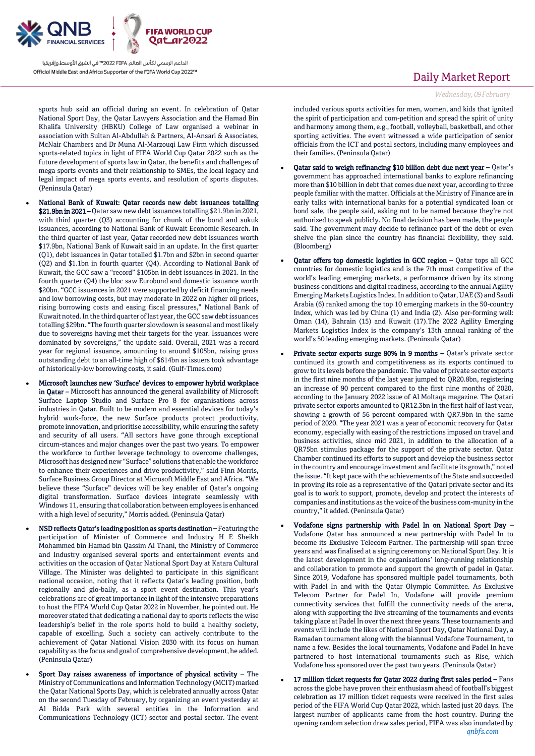sports hub said an official during an event. In celebration of Qatar National Sport Day, the Qatar Lawyers Association and the Hamad Bin Khalifa University (HBKU) College of Law organised a webinar in association with Sultan Al-Abdullah & Partners, Al-Ansari & Associates, McNair Chambers and Dr Muna Al-Marzouqi Law Firm which discussed sports-related topics in light of FIFA World Cup Qatar 2022 such as the future development of sports law in Qatar, the benefits and challenges of mega sports events and their relationship to SMEs, the local legacy and legal impact of mega sports events, and resolution of sports disputes. (Peninsula Qatar)

- **National Bank of Kuwait: Qatar records new debt issuances totalling $21.9bn in 2021 –** Qatar saw new debt issuances totalling $21.9bn in 2021, with third quarter (Q3) accounting for chunk of the bond and sukuk issuances, according to National Bank of Kuwait Economic Research. In the third quarter of last year, Qatar recorded new debt issuances worth $17.9bn, National Bank of Kuwait said in an update. In the first quarter (Q1), debt issuances in Qatar totalled $1.7bn and $2bn in second quarter (Q2) and $1.1bn in fourth quarter (Q4). According to National Bank of Kuwait, the GCC saw a "record" $105bn in debt issuances in 2021. In the fourth quarter (Q4) the bloc saw Eurobond and domestic issuance worth $20bn. "GCC issuances in 2021 were supported by deficit financing needs and low borrowing costs, but may moderate in 2022 on higher oil prices, rising borrowing costs and easing fiscal pressures," National Bank of Kuwait noted. In the third quarter of last year, the GCC saw debt issuances totalling $29bn. "The fourth quarter slowdown is seasonal and most likely due to sovereigns having met their targets for the year. Issuances were dominated by sovereigns," the update said. Overall, 2021 was a record year for regional issuance, amounting to around $105bn, raising gross outstanding debt to an all-time high of $614bn as issuers took advantage of historically-low borrowing costs, it said. (Gulf-Times.com)

- **Microsoft launches new 'Surface' devices to empower hybrid workplace in Qatar –** Microsoft has announced the general availability of Microsoft Surface Laptop Studio and Surface Pro 8 for organisations across industries in Qatar. Built to be modern and essential devices for today's hybrid work-force, the new Surface products protect productivity, promote innovation, and prioritise accessibility, while ensuring the safety and security of all users. "All sectors have gone through exceptional circum-stances and major changes over the past two years. To empower the workforce to further leverage technology to overcome challenges, Microsoft has designed new "Surface" solutions that enable the workforce to enhance their experiences and drive productivity," said Finn Morris, Surface Business Group Director at Microsoft Middle East and Africa. "We believe these "Surface" devices will be key enabler of Qatar's ongoing digital transformation. Surface devices integrate seamlessly with Windows 11, ensuring that collaboration between employees is enhanced with a high level of security," Morris added. (Peninsula Qatar)

- **NSD reflects Qatar's leading position as sports destination –** Featuring the participation of Minister of Commerce and Industry H E Sheikh Mohammed bin Hamad bin Qassim Al Thani, the Ministry of Commerce and Industry organised several sports and entertainment events and activities on the occasion of Qatar National Sport Day at Katara Cultural Village. The Minister was delighted to participate in this significant national occasion, noting that it reflects Qatar's leading position, both regionally and glo-bally, as a sport event destination. This year's celebrations are of great importance in light of the intensive preparations to host the FIFA World Cup Qatar 2022 in November, he pointed out. He moreover stated that dedicating a national day to sports reflects the wise leadership's belief in the role sports hold to build a healthy society, capable of excelling. Such a society can actively contribute to the achievement of Qatar National Vision 2030 with its focus on human capability as the focus and goal of comprehensive development, he added. (Peninsula Qatar)

- **Sport Day raises awareness of importance of physical activity –** The Ministry of Communications and Information Technology (MCIT) marked the Qatar National Sports Day, which is celebrated annually across Qatar on the second Tuesday of February, by organizing an event yesterday at Al Bidda Park with several entities in the Information and Communications Technology (ICT) sector and postal sector. The event included various sports activities for men, women, and kids that ignited the spirit of participation and com-petition and spread the spirit of unity and harmony among them, e.g., football, volleyball, basketball, and other sporting activities. The event witnessed a wide participation of senior officials from the ICT and postal sectors, including many employees and their families. (Peninsula Qatar)

- **Qatar said to weigh refinancing $10 billion debt due next year –** Qatar's government has approached international banks to explore refinancing more than $10 billion in debt that comes due next year, according to three people familiar with the matter. Officials at the Ministry of Finance are in early talks with international banks for a potential syndicated loan or bond sale, the people said, asking not to be named because they're not authorized to speak publicly. No final decision has been made, the people said. The government may decide to refinance part of the debt or even shelve the plan since the country has financial flexibility, they said. (Bloomberg)

- **Qatar offers top domestic logistics in GCC region –** Qatar tops all GCC countries for domestic logistics and is the 7th most competitive of the world's leading emerging markets, a performance driven by its strong business conditions and digital readiness, according to the annual Agility Emerging Markets Logistics Index. In addition to Qatar, UAE (3) and Saudi Arabia (6) ranked among the top 10 emerging markets in the 50-country Index, which was led by China (1) and India (2). Also per-forming well: Oman (14), Bahrain (15) and Kuwait (17).The 2022 Agility Emerging Markets Logistics Index is the company's 13th annual ranking of the world's 50 leading emerging markets. (Peninsula Qatar)

- **Private sector exports surge 90% in 9 months –** Qatar's private sector continued its growth and competitiveness as its exports continued to grow to its levels before the pandemic. The value of private sector exports in the first nine months of the last year jumped to QR20.8bn, registering an increase of 90 percent compared to the first nine months of 2020, according to the January 2022 issue of Al Moltaqa magazine. The Qatari private sector exports amounted to QR12.3bn in the first half of last year, showing a growth of 56 percent compared with QR7.9bn in the same period of 2020. "The year 2021 was a year of economic recovery for Qatar economy, especially with easing of the restrictions imposed on travel and business activities, since mid 2021, in addition to the allocation of a QR75bn stimulus package for the support of the private sector. Qatar Chamber continued its efforts to support and develop the business sector in the country and encourage investment and facilitate its growth," noted the issue. "It kept pace with the achievements of the State and succeeded in proving its role as a representative of the Qatari private sector and its goal is to work to support, promote, develop and protect the interests of companies and institutions as the voice of the business com-munity in the country," it added. (Peninsula Qatar)

- **Vodafone signs partnership with Padel In on National Sport Day –** Vodafone Qatar has announced a new partnership with Padel In to become its Exclusive Telecom Partner. The partnership will span three years and was finalised at a signing ceremony on National Sport Day. It is the latest development in the organisations' long-running relationship and collaboration to promote and support the growth of padel in Qatar. Since 2019, Vodafone has sponsored multiple padel tournaments, both with Padel In and with the Qatar Olympic Committee. As Exclusive Telecom Partner for Padel In, Vodafone will provide premium connectivity services that fulfill the connectivity needs of the arena, along with supporting the live streaming of the tournaments and events taking place at Padel In over the next three years. These tournaments and events will include the likes of National Sport Day, Qatar National Day, a Ramadan tournament along with the biannual Vodafone Tournament, to name a few. Besides the local tournaments, Vodafone and Padel In have partnered to host international tournaments such as Rise, which Vodafone has sponsored over the past two years. (Peninsula Qatar)

- **17 million ticket requests for Qatar 2022 during first sales period –** Fans across the globe have proven their enthusiasm ahead of football's biggest celebration as 17 million ticket requests were received in the first sales period of the FIFA World Cup Qatar 2022, which lasted just 20 days. The largest number of applicants came from the host country. During the opening random selection draw sales period, FIFA was also inundated by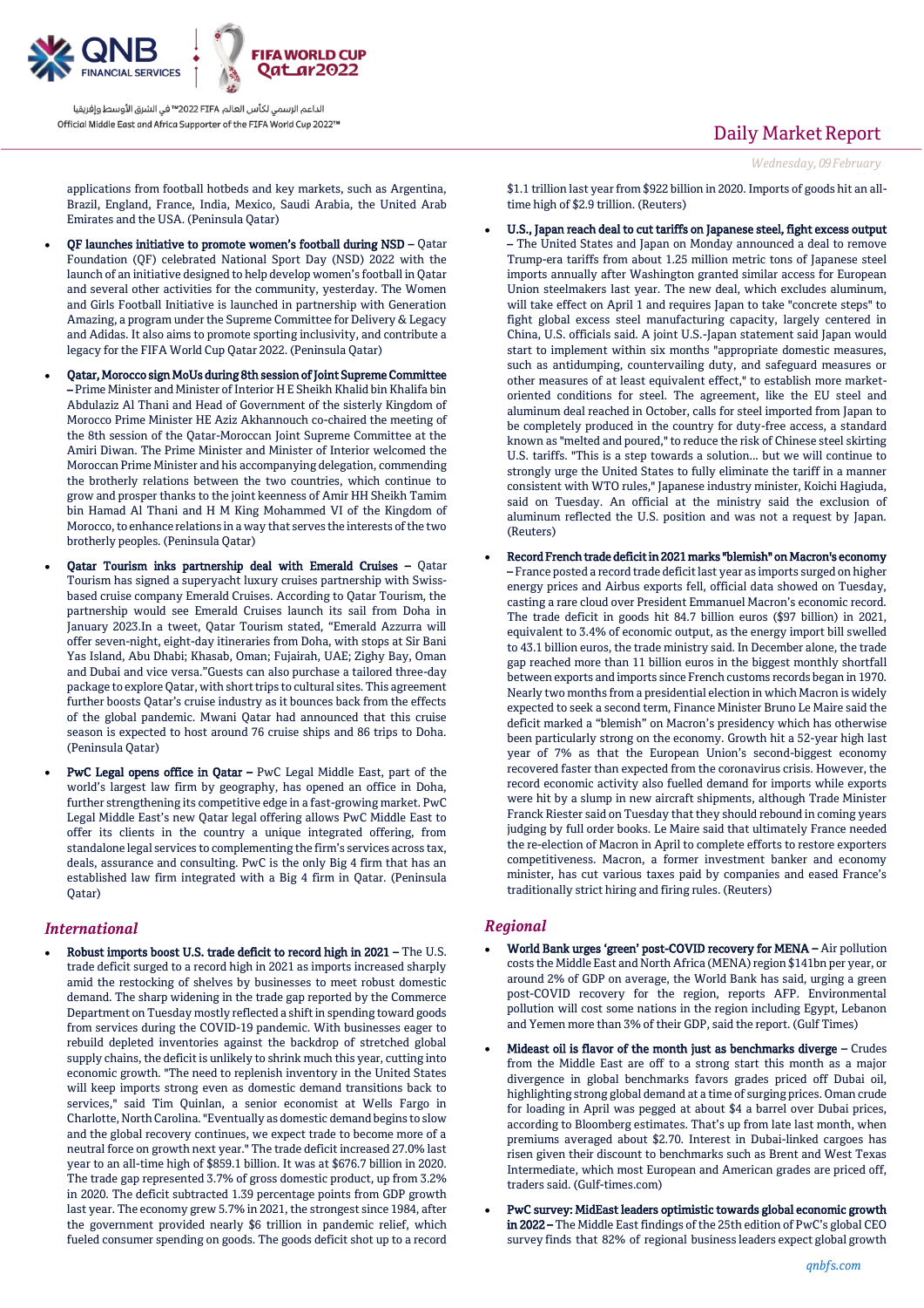applications from football hotbeds and key markets, such as Argentina, Brazil, England, France, India, Mexico, Saudi Arabia, the United Arab Emirates and the USA. (Peninsula Qatar)

- **QF launches initiative to promote women's football during NSD –** Qatar Foundation (QF) celebrated National Sport Day (NSD) 2022 with the launch of an initiative designed to help develop women's football in Qatar and several other activities for the community, yesterday. The Women and Girls Football Initiative is launched in partnership with Generation Amazing, a program under the Supreme Committee for Delivery & Legacy and Adidas. It also aims to promote sporting inclusivity, and contribute a legacy for the FIFA World Cup Qatar 2022. (Peninsula Qatar)
- **Qatar, Morocco sign MoUs during 8th session of Joint Supreme Committee –** Prime Minister and Minister of Interior H E Sheikh Khalid bin Khalifa bin Abdulaziz Al Thani and Head of Government of the sisterly Kingdom of Morocco Prime Minister HE Aziz Akhannouch co-chaired the meeting of the 8th session of the Qatar-Moroccan Joint Supreme Committee at the Amiri Diwan. The Prime Minister and Minister of Interior welcomed the Moroccan Prime Minister and his accompanying delegation, commending the brotherly relations between the two countries, which continue to grow and prosper thanks to the joint keenness of Amir HH Sheikh Tamim bin Hamad Al Thani and H M King Mohammed VI of the Kingdom of Morocco, to enhance relations in a way that serves the interests of the two brotherly peoples. (Peninsula Qatar)
- **Qatar Tourism inks partnership deal with Emerald Cruises –** Qatar Tourism has signed a superyacht luxury cruises partnership with Swiss-based cruise company Emerald Cruises. According to Qatar Tourism, the partnership would see Emerald Cruises launch its sail from Doha in January 2023.In a tweet, Qatar Tourism stated, "Emerald Azzurra will offer seven-night, eight-day itineraries from Doha, with stops at Sir Bani Yas Island, Abu Dhabi; Khasab, Oman; Fujairah, UAE; Zighy Bay, Oman and Dubai and vice versa."Guests can also purchase a tailored three-day package to explore Qatar, with short trips to cultural sites. This agreement further boosts Qatar's cruise industry as it bounces back from the effects of the global pandemic. Mwani Qatar had announced that this cruise season is expected to host around 76 cruise ships and 86 trips to Doha. (Peninsula Qatar)
- **PwC Legal opens office in Qatar –** PwC Legal Middle East, part of the world's largest law firm by geography, has opened an office in Doha, further strengthening its competitive edge in a fast-growing market. PwC Legal Middle East's new Qatar legal offering allows PwC Middle East to offer its clients in the country a unique integrated offering, from standalone legal services to complementing the firm's services across tax, deals, assurance and consulting. PwC is the only Big 4 firm that has an established law firm integrated with a Big 4 firm in Qatar. (Peninsula Qatar)

## International

- **Robust imports boost U.S. trade deficit to record high in 2021 –** The U.S. trade deficit surged to a record high in 2021 as imports increased sharply amid the restocking of shelves by businesses to meet robust domestic demand. The sharp widening in the trade gap reported by the Commerce Department on Tuesday mostly reflected a shift in spending toward goods from services during the COVID-19 pandemic. With businesses eager to rebuild depleted inventories against the backdrop of stretched global supply chains, the deficit is unlikely to shrink much this year, cutting into economic growth. "The need to replenish inventory in the United States will keep imports strong even as domestic demand transitions back to services," said Tim Quinlan, a senior economist at Wells Fargo in Charlotte, North Carolina. "Eventually as domestic demand begins to slow and the global recovery continues, we expect trade to become more of a neutral force on growth next year." The trade deficit increased 27.0% last year to an all-time high of $859.1 billion. It was at $676.7 billion in 2020. The trade gap represented 3.7% of gross domestic product, up from 3.2% in 2020. The deficit subtracted 1.39 percentage points from GDP growth last year. The economy grew 5.7% in 2021, the strongest since 1984, after the government provided nearly $6 trillion in pandemic relief, which fueled consumer spending on goods. The goods deficit shot up to a record $1.1 trillion last year from $922 billion in 2020. Imports of goods hit an all-time high of $2.9 trillion. (Reuters)
- **U.S., Japan reach deal to cut tariffs on Japanese steel, fight excess output –** The United States and Japan on Monday announced a deal to remove Trump-era tariffs from about 1.25 million metric tons of Japanese steel imports annually after Washington granted similar access for European Union steelmakers last year. The new deal, which excludes aluminum, will take effect on April 1 and requires Japan to take "concrete steps" to fight global excess steel manufacturing capacity, largely centered in China, U.S. officials said. A joint U.S.-Japan statement said Japan would start to implement within six months "appropriate domestic measures, such as antidumping, countervailing duty, and safeguard measures or other measures of at least equivalent effect," to establish more market-oriented conditions for steel. The agreement, like the EU steel and aluminum deal reached in October, calls for steel imported from Japan to be completely produced in the country for duty-free access, a standard known as "melted and poured," to reduce the risk of Chinese steel skirting U.S. tariffs. "This is a step towards a solution... but we will continue to strongly urge the United States to fully eliminate the tariff in a manner consistent with WTO rules," Japanese industry minister, Koichi Hagiuda, said on Tuesday. An official at the ministry said the exclusion of aluminum reflected the U.S. position and was not a request by Japan. (Reuters)
- **Record French trade deficit in 2021 marks "blemish" on Macron's economy –** France posted a record trade deficit last year as imports surged on higher energy prices and Airbus exports fell, official data showed on Tuesday, casting a rare cloud over President Emmanuel Macron's economic record. The trade deficit in goods hit 84.7 billion euros ($97 billion) in 2021, equivalent to 3.4% of economic output, as the energy import bill swelled to 43.1 billion euros, the trade ministry said. In December alone, the trade gap reached more than 11 billion euros in the biggest monthly shortfall between exports and imports since French customs records began in 1970. Nearly two months from a presidential election in which Macron is widely expected to seek a second term, Finance Minister Bruno Le Maire said the deficit marked a "blemish" on Macron's presidency which has otherwise been particularly strong on the economy. Growth hit a 52-year high last year of 7% as that the European Union's second-biggest economy recovered faster than expected from the coronavirus crisis. However, the record economic activity also fuelled demand for imports while exports were hit by a slump in new aircraft shipments, although Trade Minister Franck Riester said on Tuesday that they should rebound in coming years judging by full order books. Le Maire said that ultimately France needed the re-election of Macron in April to complete efforts to restore exporters competitiveness. Macron, a former investment banker and economy minister, has cut various taxes paid by companies and eased France's traditionally strict hiring and firing rules. (Reuters)

## Regional

- **World Bank urges 'green' post-COVID recovery for MENA –** Air pollution costs the Middle East and North Africa (MENA) region $141bn per year, or around 2% of GDP on average, the World Bank has said, urging a green post-COVID recovery for the region, reports AFP. Environmental pollution will cost some nations in the region including Egypt, Lebanon and Yemen more than 3% of their GDP, said the report. (Gulf Times)
- **Mideast oil is flavor of the month just as benchmarks diverge –** Crudes from the Middle East are off to a strong start this month as a major divergence in global benchmarks favors grades priced off Dubai oil, highlighting strong global demand at a time of surging prices. Oman crude for loading in April was pegged at about $4 a barrel over Dubai prices, according to Bloomberg estimates. That's up from late last month, when premiums averaged about $2.70. Interest in Dubai-linked cargoes has risen given their discount to benchmarks such as Brent and West Texas Intermediate, which most European and American grades are priced off, traders said. (Gulf-times.com)
- **PwC survey: MidEast leaders optimistic towards global economic growth in 2022 –** The Middle East findings of the 25th edition of PwC's global CEO survey finds that 82% of regional business leaders expect global growth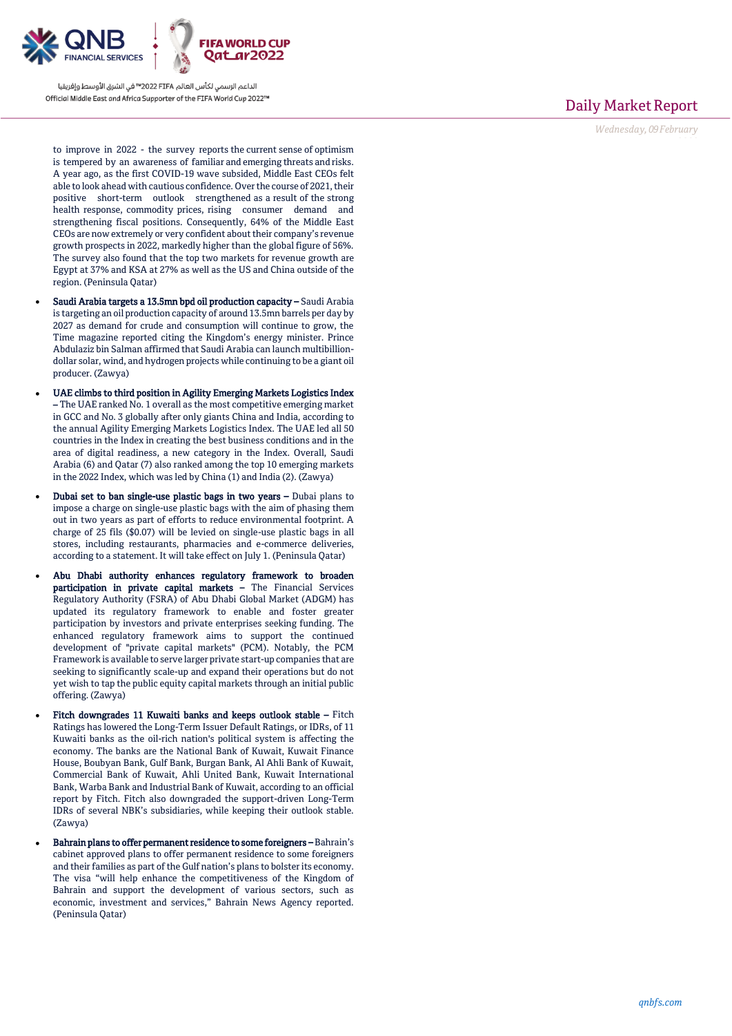to improve in 2022 - the survey reports the current sense of optimism is tempered by an awareness of familiar and emerging threats and risks. A year ago, as the first COVID-19 wave subsided, Middle East CEOs felt able to look ahead with cautious confidence. Over the course of 2021, their positive short-term outlook strengthened as a result of the strong health response, commodity prices, rising consumer demand and strengthening fiscal positions. Consequently, 64% of the Middle East CEOs are now extremely or very confident about their company's revenue growth prospects in 2022, markedly higher than the global figure of 56%. The survey also found that the top two markets for revenue growth are Egypt at 37% and KSA at 27% as well as the US and China outside of the region. (Peninsula Qatar)

- **Saudi Arabia targets a 13.5mn bpd oil production capacity –** Saudi Arabia is targeting an oil production capacity of around 13.5mn barrels per day by 2027 as demand for crude and consumption will continue to grow, the Time magazine reported citing the Kingdom's energy minister. Prince Abdulaziz bin Salman affirmed that Saudi Arabia can launch multibillion-dollar solar, wind, and hydrogen projects while continuing to be a giant oil producer. (Zawya)
- **UAE climbs to third position in Agility Emerging Markets Logistics Index –** The UAE ranked No. 1 overall as the most competitive emerging market in GCC and No. 3 globally after only giants China and India, according to the annual Agility Emerging Markets Logistics Index. The UAE led all 50 countries in the Index in creating the best business conditions and in the area of digital readiness, a new category in the Index. Overall, Saudi Arabia (6) and Qatar (7) also ranked among the top 10 emerging markets in the 2022 Index, which was led by China (1) and India (2). (Zawya)
- **Dubai set to ban single-use plastic bags in two years –** Dubai plans to impose a charge on single-use plastic bags with the aim of phasing them out in two years as part of efforts to reduce environmental footprint. A charge of 25 fils ($0.07) will be levied on single-use plastic bags in all stores, including restaurants, pharmacies and e-commerce deliveries, according to a statement. It will take effect on July 1. (Peninsula Qatar)
- **Abu Dhabi authority enhances regulatory framework to broaden participation in private capital markets –** The Financial Services Regulatory Authority (FSRA) of Abu Dhabi Global Market (ADGM) has updated its regulatory framework to enable and foster greater participation by investors and private enterprises seeking funding. The enhanced regulatory framework aims to support the continued development of "private capital markets" (PCM). Notably, the PCM Framework is available to serve larger private start-up companies that are seeking to significantly scale-up and expand their operations but do not yet wish to tap the public equity capital markets through an initial public offering. (Zawya)
- **Fitch downgrades 11 Kuwaiti banks and keeps outlook stable –** Fitch Ratings has lowered the Long-Term Issuer Default Ratings, or IDRs, of 11 Kuwaiti banks as the oil-rich nation's political system is affecting the economy. The banks are the National Bank of Kuwait, Kuwait Finance House, Boubyan Bank, Gulf Bank, Burgan Bank, Al Ahli Bank of Kuwait, Commercial Bank of Kuwait, Ahli United Bank, Kuwait International Bank, Warba Bank and Industrial Bank of Kuwait, according to an official report by Fitch. Fitch also downgraded the support-driven Long-Term IDRs of several NBK's subsidiaries, while keeping their outlook stable. (Zawya)
- **Bahrain plans to offer permanent residence to some foreigners –** Bahrain's cabinet approved plans to offer permanent residence to some foreigners and their families as part of the Gulf nation's plans to bolster its economy. The visa "will help enhance the competitiveness of the Kingdom of Bahrain and support the development of various sectors, such as economic, investment and services," Bahrain News Agency reported. (Peninsula Qatar)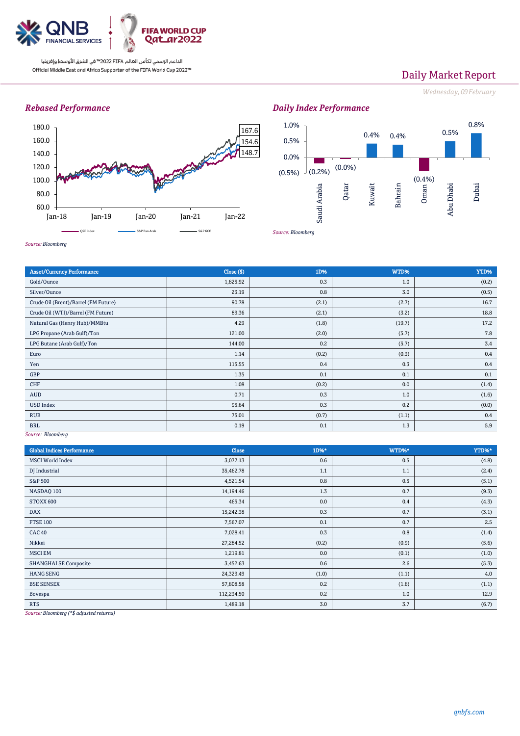الداعم الرسمي لكأس العالم FIFA 2022™ في الشرق الأوسط وإفريقيا

Official Middle East and Africa Supporter of the FIFA World Cup 2022™

# Daily Market Report

*Wednesday, 09 February*

## *Rebased Performance*

Source: Bloomberg

## *Daily Index Performance*

Source: Bloomberg

| Asset/Currency Performance | Close ($) | 1D% | WTD% | YTD% |
|---|---|---|---|---|
| Gold/Ounce | 1,825.92 | 0.3 | 1.0 | (0.2) |
| Silver/Ounce | 23.19 | 0.8 | 3.0 | (0.5) |
| Crude Oil (Brent)/Barrel (FM Future) | 90.78 | (2.1) | (2.7) | 16.7 |
| Crude Oil (WTI)/Barrel (FM Future) | 89.36 | (2.1) | (3.2) | 18.8 |
| Natural Gas (Henry Hub)/MMBtu | 4.29 | (1.8) | (19.7) | 17.2 |
| LPG Propane (Arab Gulf)/Ton | 121.00 | (2.0) | (5.7) | 7.8 |
| LPG Butane (Arab Gulf)/Ton | 144.00 | 0.2 | (5.7) | 3.4 |
| Euro | 1.14 | (0.2) | (0.3) | 0.4 |
| Yen | 115.55 | 0.4 | 0.3 | 0.4 |
| GBP | 1.35 | 0.1 | 0.1 | 0.1 |
| CHF | 1.08 | (0.2) | 0.0 | (1.4) |
| AUD | 0.71 | 0.3 | 1.0 | (1.6) |
| USD Index | 95.64 | 0.3 | 0.2 | (0.0) |
| RUB | 75.01 | (0.7) | (1.1) | 0.4 |
| BRL | 0.19 | 0.1 | 1.3 | 5.9 |

*Source: Bloomberg*

| Global Indices Performance | Close | 1D%* | WTD%* | YTD%* |
|---|---|---|---|---|
| MSCI World Index | 3,077.13 | 0.6 | 0.5 | (4.8) |
| DJ Industrial | 35,462.78 | 1.1 | 1.1 | (2.4) |
| S&P 500 | 4,521.54 | 0.8 | 0.5 | (5.1) |
| NASDAQ 100 | 14,194.46 | 1.3 | 0.7 | (9.3) |
| STOXX 600 | 465.34 | 0.0 | 0.4 | (4.3) |
| DAX | 15,242.38 | 0.3 | 0.7 | (3.1) |
| FTSE 100 | 7,567.07 | 0.1 | 0.7 | 2.5 |
| CAC 40 | 7,028.41 | 0.3 | 0.8 | (1.4) |
| Nikkei | 27,284.52 | (0.2) | (0.9) | (5.6) |
| MSCI EM | 1,219.81 | 0.0 | (0.1) | (1.0) |
| SHANGHAI SE Composite | 3,452.63 | 0.6 | 2.6 | (5.3) |
| HANG SENG | 24,329.49 | (1.0) | (1.1) | 4.0 |
| BSE SENSEX | 57,808.58 | 0.2 | (1.6) | (1.1) |
| Bovespa | 112,234.50 | 0.2 | 1.0 | 12.9 |
| RTS | 1,489.18 | 3.0 | 3.7 | (6.7) |

*Source: Bloomberg (*$ adjusted returns)*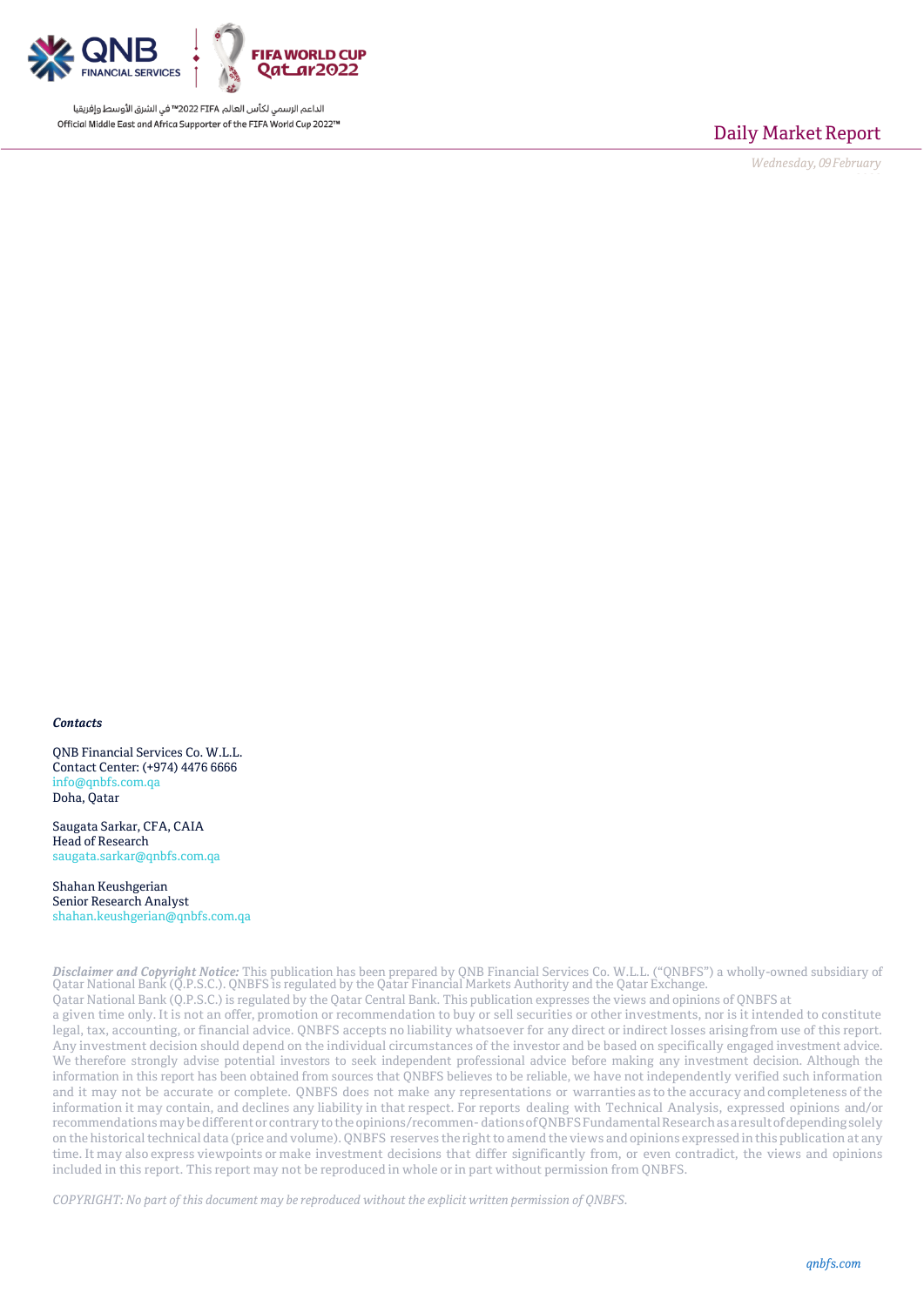***Contacts***

QNB Financial Services Co. W.L.L.
Contact Center: (+974) 4476 6666
info@qnbfs.com.qa
Doha, Qatar

Saugata Sarkar, CFA, CAIA
Head of Research
saugata.sarkar@qnbfs.com.qa

Shahan Keushgerian
Senior Research Analyst
shahan.keushgerian@qnbfs.com.qa

***Disclaimer and Copyright Notice:*** This publication has been prepared by QNB Financial Services Co. W.L.L. ("QNBFS") a wholly-owned subsidiary of Qatar National Bank (Q.P.S.C.). QNBFS is regulated by the Qatar Financial Markets Authority and the Qatar Exchange. Qatar National Bank (Q.P.S.C.) is regulated by the Qatar Central Bank. This publication expresses the views and opinions of QNBFS at a given time only. It is not an offer, promotion or recommendation to buy or sell securities or other investments, nor is it intended to constitute legal, tax, accounting, or financial advice. QNBFS accepts no liability whatsoever for any direct or indirect losses arising from use of this report. Any investment decision should depend on the individual circumstances of the investor and be based on specifically engaged investment advice. We therefore strongly advise potential investors to seek independent professional advice before making any investment decision. Although the information in this report has been obtained from sources that QNBFS believes to be reliable, we have not independently verified such information and it may not be accurate or complete. QNBFS does not make any representations or warranties as to the accuracy and completeness of the information it may contain, and declines any liability in that respect. For reports dealing with Technical Analysis, expressed opinions and/or recommendations may be different or contrary to the opinions/recommen- dations of QNBFS Fundamental Research as a result of depending solely on the historical technical data (price and volume). QNBFS reserves the right to amend the views and opinions expressed in this publication at any time. It may also express viewpoints or make investment decisions that differ significantly from, or even contradict, the views and opinions included in this report. This report may not be reproduced in whole or in part without permission from QNBFS.

*COPYRIGHT: No part of this document may be reproduced without the explicit written permission of QNBFS.*